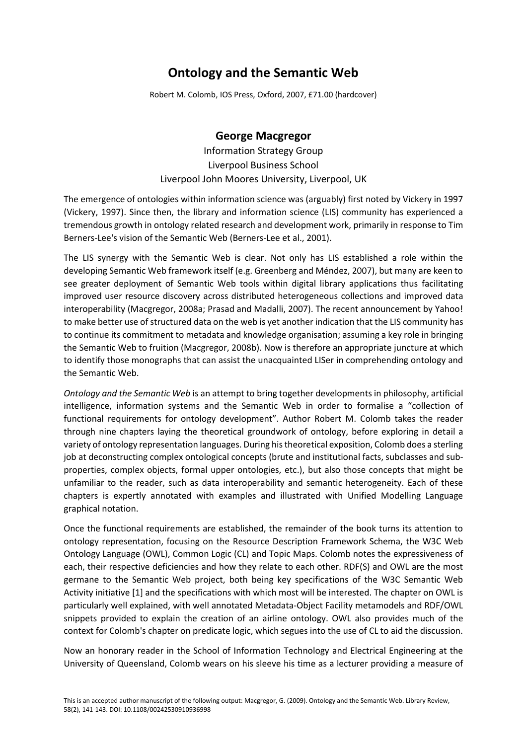# Ontology and the Semantic Web

Robert M. Colomb, IOS Press, Oxford, 2007, £71.00 (hardcover)

## George Macgregor

Information Strategy Group
Liverpool Business School
Liverpool John Moores University, Liverpool, UK

The emergence of ontologies within information science was (arguably) first noted by Vickery in 1997 (Vickery, 1997). Since then, the library and information science (LIS) community has experienced a tremendous growth in ontology related research and development work, primarily in response to Tim Berners-Lee's vision of the Semantic Web (Berners-Lee et al., 2001).

The LIS synergy with the Semantic Web is clear. Not only has LIS established a role within the developing Semantic Web framework itself (e.g. Greenberg and Méndez, 2007), but many are keen to see greater deployment of Semantic Web tools within digital library applications thus facilitating improved user resource discovery across distributed heterogeneous collections and improved data interoperability (Macgregor, 2008a; Prasad and Madalli, 2007). The recent announcement by Yahoo! to make better use of structured data on the web is yet another indication that the LIS community has to continue its commitment to metadata and knowledge organisation; assuming a key role in bringing the Semantic Web to fruition (Macgregor, 2008b). Now is therefore an appropriate juncture at which to identify those monographs that can assist the unacquainted LISer in comprehending ontology and the Semantic Web.

*Ontology and the Semantic Web* is an attempt to bring together developments in philosophy, artificial intelligence, information systems and the Semantic Web in order to formalise a "collection of functional requirements for ontology development". Author Robert M. Colomb takes the reader through nine chapters laying the theoretical groundwork of ontology, before exploring in detail a variety of ontology representation languages. During his theoretical exposition, Colomb does a sterling job at deconstructing complex ontological concepts (brute and institutional facts, subclasses and sub-properties, complex objects, formal upper ontologies, etc.), but also those concepts that might be unfamiliar to the reader, such as data interoperability and semantic heterogeneity. Each of these chapters is expertly annotated with examples and illustrated with Unified Modelling Language graphical notation.

Once the functional requirements are established, the remainder of the book turns its attention to ontology representation, focusing on the Resource Description Framework Schema, the W3C Web Ontology Language (OWL), Common Logic (CL) and Topic Maps. Colomb notes the expressiveness of each, their respective deficiencies and how they relate to each other. RDF(S) and OWL are the most germane to the Semantic Web project, both being key specifications of the W3C Semantic Web Activity initiative [1] and the specifications with which most will be interested. The chapter on OWL is particularly well explained, with well annotated Metadata-Object Facility metamodels and RDF/OWL snippets provided to explain the creation of an airline ontology. OWL also provides much of the context for Colomb's chapter on predicate logic, which segues into the use of CL to aid the discussion.

Now an honorary reader in the School of Information Technology and Electrical Engineering at the University of Queensland, Colomb wears on his sleeve his time as a lecturer providing a measure of

This is an accepted author manuscript of the following output: Macgregor, G. (2009). Ontology and the Semantic Web. Library Review, 58(2), 141-143. DOI: 10.1108/00242530910936998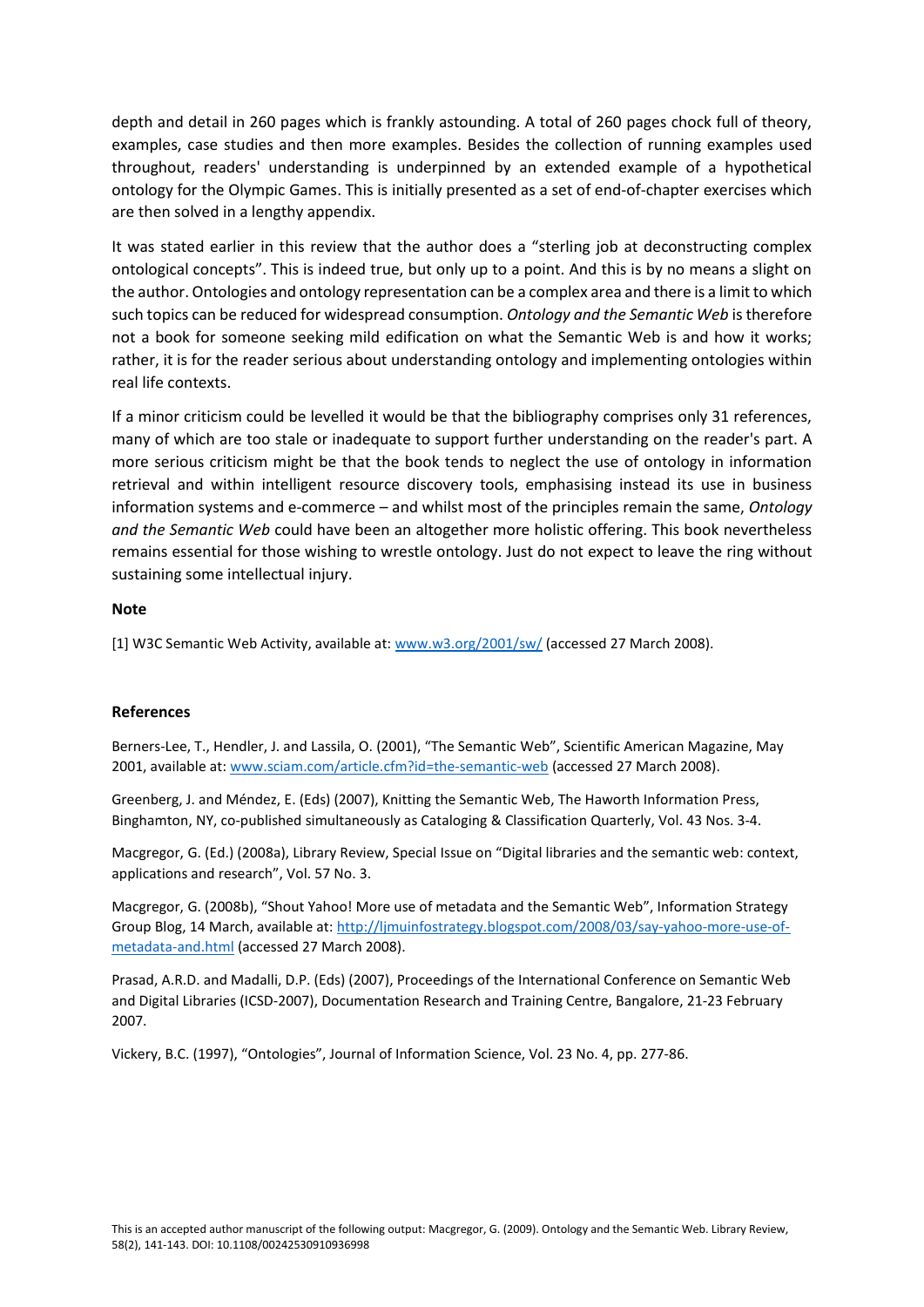depth and detail in 260 pages which is frankly astounding. A total of 260 pages chock full of theory, examples, case studies and then more examples. Besides the collection of running examples used throughout, readers' understanding is underpinned by an extended example of a hypothetical ontology for the Olympic Games. This is initially presented as a set of end-of-chapter exercises which are then solved in a lengthy appendix.

It was stated earlier in this review that the author does a "sterling job at deconstructing complex ontological concepts". This is indeed true, but only up to a point. And this is by no means a slight on the author. Ontologies and ontology representation can be a complex area and there is a limit to which such topics can be reduced for widespread consumption. *Ontology and the Semantic Web* is therefore not a book for someone seeking mild edification on what the Semantic Web is and how it works; rather, it is for the reader serious about understanding ontology and implementing ontologies within real life contexts.

If a minor criticism could be levelled it would be that the bibliography comprises only 31 references, many of which are too stale or inadequate to support further understanding on the reader's part. A more serious criticism might be that the book tends to neglect the use of ontology in information retrieval and within intelligent resource discovery tools, emphasising instead its use in business information systems and e-commerce – and whilst most of the principles remain the same, *Ontology and the Semantic Web* could have been an altogether more holistic offering. This book nevertheless remains essential for those wishing to wrestle ontology. Just do not expect to leave the ring without sustaining some intellectual injury.

**Note**

[1] W3C Semantic Web Activity, available at: www.w3.org/2001/sw/ (accessed 27 March 2008).

**References**

Berners-Lee, T., Hendler, J. and Lassila, O. (2001), "The Semantic Web", Scientific American Magazine, May 2001, available at: www.sciam.com/article.cfm?id=the-semantic-web (accessed 27 March 2008).

Greenberg, J. and Méndez, E. (Eds) (2007), Knitting the Semantic Web, The Haworth Information Press, Binghamton, NY, co-published simultaneously as Cataloging & Classification Quarterly, Vol. 43 Nos. 3-4.

Macgregor, G. (Ed.) (2008a), Library Review, Special Issue on "Digital libraries and the semantic web: context, applications and research", Vol. 57 No. 3.

Macgregor, G. (2008b), "Shout Yahoo! More use of metadata and the Semantic Web", Information Strategy Group Blog, 14 March, available at: http://ljmuinfostrategy.blogspot.com/2008/03/say-yahoo-more-use-of-metadata-and.html (accessed 27 March 2008).

Prasad, A.R.D. and Madalli, D.P. (Eds) (2007), Proceedings of the International Conference on Semantic Web and Digital Libraries (ICSD-2007), Documentation Research and Training Centre, Bangalore, 21-23 February 2007.

Vickery, B.C. (1997), "Ontologies", Journal of Information Science, Vol. 23 No. 4, pp. 277-86.

This is an accepted author manuscript of the following output: Macgregor, G. (2009). Ontology and the Semantic Web. Library Review, 58(2), 141-143. DOI: 10.1108/00242530910936998